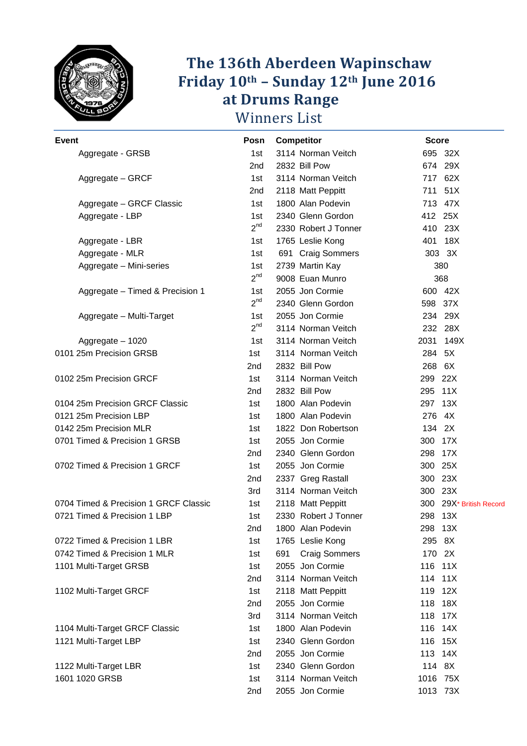# The 136th Aberdeen Wapinschaw
# Friday 10th – Sunday 12th June 2016
# at Drums Range

## Winners List

| Event | Posn | Competitor | Score |
|---|---|---|---|
| Aggregate - GRSB | 1st | 3114 Norman Veitch | 695 32X |
| | 2nd | 2832 Bill Pow | 674 29X |
| Aggregate – GRCF | 1st | 3114 Norman Veitch | 717 62X |
| | 2nd | 2118 Matt Peppitt | 711 51X |
| Aggregate – GRCF Classic | 1st | 1800 Alan Podevin | 713 47X |
| Aggregate - LBP | 1st | 2340 Glenn Gordon | 412 25X |
| | 2nd | 2330 Robert J Tonner | 410 23X |
| Aggregate - LBR | 1st | 1765 Leslie Kong | 401 18X |
| Aggregate - MLR | 1st | 691 Craig Sommers | 303 3X |
| Aggregate – Mini-series | 1st | 2739 Martin Kay | 380 |
| | 2nd | 9008 Euan Munro | 368 |
| Aggregate – Timed & Precision 1 | 1st | 2055 Jon Cormie | 600 42X |
| | 2nd | 2340 Glenn Gordon | 598 37X |
| Aggregate – Multi-Target | 1st | 2055 Jon Cormie | 234 29X |
| | 2nd | 3114 Norman Veitch | 232 28X |
| Aggregate – 1020 | 1st | 3114 Norman Veitch | 2031 149X |
| 0101 25m Precision GRSB | 1st | 3114 Norman Veitch | 284 5X |
| | 2nd | 2832 Bill Pow | 268 6X |
| 0102 25m Precision GRCF | 1st | 3114 Norman Veitch | 299 22X |
| | 2nd | 2832 Bill Pow | 295 11X |
| 0104 25m Precision GRCF Classic | 1st | 1800 Alan Podevin | 297 13X |
| 0121 25m Precision LBP | 1st | 1800 Alan Podevin | 276 4X |
| 0142 25m Precision MLR | 1st | 1822 Don Robertson | 134 2X |
| 0701 Timed & Precision 1 GRSB | 1st | 2055 Jon Cormie | 300 17X |
| | 2nd | 2340 Glenn Gordon | 298 17X |
| 0702 Timed & Precision 1 GRCF | 1st | 2055 Jon Cormie | 300 25X |
| | 2nd | 2337 Greg Rastall | 300 23X |
| | 3rd | 3114 Norman Veitch | 300 23X |
| 0704 Timed & Precision 1 GRCF Classic | 1st | 2118 Matt Peppitt | 300 29X* British Record |
| 0721 Timed & Precision 1 LBP | 1st | 2330 Robert J Tonner | 298 13X |
| | 2nd | 1800 Alan Podevin | 298 13X |
| 0722 Timed & Precision 1 LBR | 1st | 1765 Leslie Kong | 295 8X |
| 0742 Timed & Precision 1 MLR | 1st | 691 Craig Sommers | 170 2X |
| 1101 Multi-Target GRSB | 1st | 2055 Jon Cormie | 116 11X |
| | 2nd | 3114 Norman Veitch | 114 11X |
| 1102 Multi-Target GRCF | 1st | 2118 Matt Peppitt | 119 12X |
| | 2nd | 2055 Jon Cormie | 118 18X |
| | 3rd | 3114 Norman Veitch | 118 17X |
| 1104 Multi-Target GRCF Classic | 1st | 1800 Alan Podevin | 116 14X |
| 1121 Multi-Target LBP | 1st | 2340 Glenn Gordon | 116 15X |
| | 2nd | 2055 Jon Cormie | 113 14X |
| 1122 Multi-Target LBR | 1st | 2340 Glenn Gordon | 114 8X |
| 1601 1020 GRSB | 1st | 3114 Norman Veitch | 1016 75X |
| | 2nd | 2055 Jon Cormie | 1013 73X |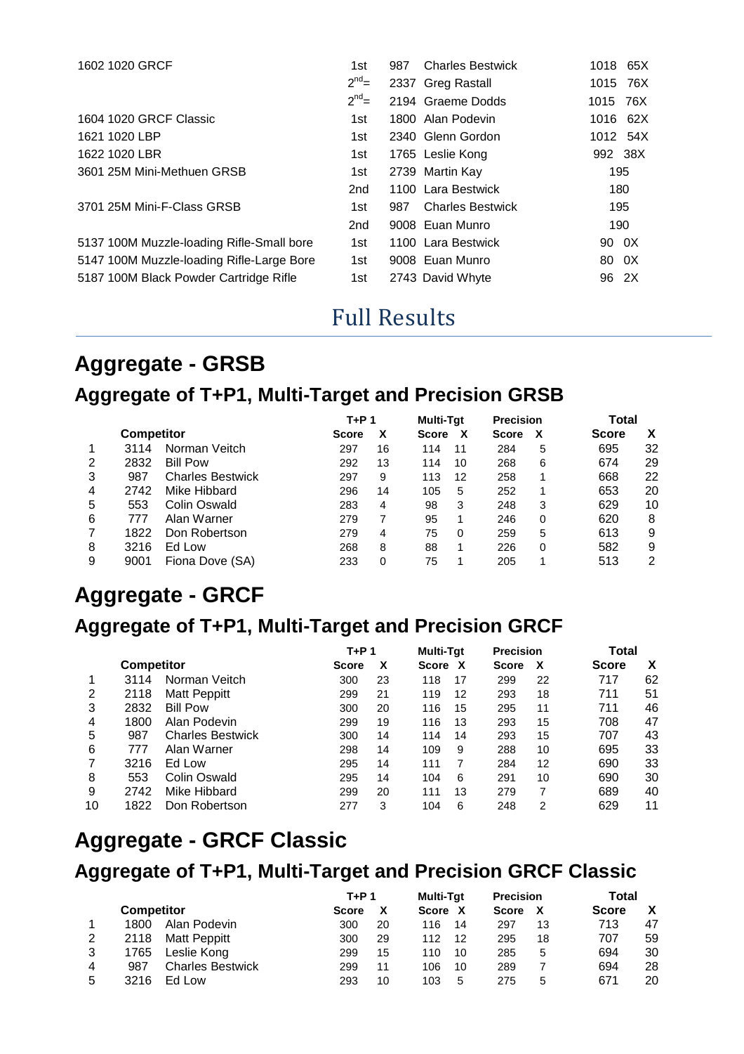| | | | | |
|---|---|---|---|---|
| 1602 1020 GRCF | 1st | 987 | Charles Bestwick | 1018 65X |
| | 2nd= | 2337 | Greg Rastall | 1015 76X |
| | 2nd= | 2194 | Graeme Dodds | 1015 76X |
| 1604 1020 GRCF Classic | 1st | 1800 | Alan Podevin | 1016 62X |
| 1621 1020 LBP | 1st | 2340 | Glenn Gordon | 1012 54X |
| 1622 1020 LBR | 1st | 1765 | Leslie Kong | 992 38X |
| 3601 25M Mini-Methuen GRSB | 1st | 2739 | Martin Kay | 195 |
| | 2nd | 1100 | Lara Bestwick | 180 |
| 3701 25M Mini-F-Class GRSB | 1st | 987 | Charles Bestwick | 195 |
| | 2nd | 9008 | Euan Munro | 190 |
| 5137 100M Muzzle-loading Rifle-Small bore | 1st | 1100 | Lara Bestwick | 90 0X |
| 5147 100M Muzzle-loading Rifle-Large Bore | 1st | 9008 | Euan Munro | 80 0X |
| 5187 100M Black Powder Cartridge Rifle | 1st | 2743 | David Whyte | 96 2X |

## Full Results

# Aggregate - GRSB

## Aggregate of T+P1, Multi-Target and Precision GRSB

| | Competitor | | T+P 1 Score | X | Multi-Tgt Score | X | Precision Score | X | Total Score | X |
|---|---|---|---|---|---|---|---|---|---|---|
| 1 | 3114 | Norman Veitch | 297 | 16 | 114 | 11 | 284 | 5 | 695 | 32 |
| 2 | 2832 | Bill Pow | 292 | 13 | 114 | 10 | 268 | 6 | 674 | 29 |
| 3 | 987 | Charles Bestwick | 297 | 9 | 113 | 12 | 258 | 1 | 668 | 22 |
| 4 | 2742 | Mike Hibbard | 296 | 14 | 105 | 5 | 252 | 1 | 653 | 20 |
| 5 | 553 | Colin Oswald | 283 | 4 | 98 | 3 | 248 | 3 | 629 | 10 |
| 6 | 777 | Alan Warner | 279 | 7 | 95 | 1 | 246 | 0 | 620 | 8 |
| 7 | 1822 | Don Robertson | 279 | 4 | 75 | 0 | 259 | 5 | 613 | 9 |
| 8 | 3216 | Ed Low | 268 | 8 | 88 | 1 | 226 | 0 | 582 | 9 |
| 9 | 9001 | Fiona Dove (SA) | 233 | 0 | 75 | 1 | 205 | 1 | 513 | 2 |

# Aggregate - GRCF

## Aggregate of T+P1, Multi-Target and Precision GRCF

| | Competitor | | T+P 1 Score | X | Multi-Tgt Score | X | Precision Score | X | Total Score | X |
|---|---|---|---|---|---|---|---|---|---|---|
| 1 | 3114 | Norman Veitch | 300 | 23 | 118 | 17 | 299 | 22 | 717 | 62 |
| 2 | 2118 | Matt Peppitt | 299 | 21 | 119 | 12 | 293 | 18 | 711 | 51 |
| 3 | 2832 | Bill Pow | 300 | 20 | 116 | 15 | 295 | 11 | 711 | 46 |
| 4 | 1800 | Alan Podevin | 299 | 19 | 116 | 13 | 293 | 15 | 708 | 47 |
| 5 | 987 | Charles Bestwick | 300 | 14 | 114 | 14 | 293 | 15 | 707 | 43 |
| 6 | 777 | Alan Warner | 298 | 14 | 109 | 9 | 288 | 10 | 695 | 33 |
| 7 | 3216 | Ed Low | 295 | 14 | 111 | 7 | 284 | 12 | 690 | 33 |
| 8 | 553 | Colin Oswald | 295 | 14 | 104 | 6 | 291 | 10 | 690 | 30 |
| 9 | 2742 | Mike Hibbard | 299 | 20 | 111 | 13 | 279 | 7 | 689 | 40 |
| 10 | 1822 | Don Robertson | 277 | 3 | 104 | 6 | 248 | 2 | 629 | 11 |

# Aggregate - GRCF Classic

## Aggregate of T+P1, Multi-Target and Precision GRCF Classic

| | Competitor | | T+P 1 Score | X | Multi-Tgt Score | X | Precision Score | X | Total Score | X |
|---|---|---|---|---|---|---|---|---|---|---|
| 1 | 1800 | Alan Podevin | 300 | 20 | 116 | 14 | 297 | 13 | 713 | 47 |
| 2 | 2118 | Matt Peppitt | 300 | 29 | 112 | 12 | 295 | 18 | 707 | 59 |
| 3 | 1765 | Leslie Kong | 299 | 15 | 110 | 10 | 285 | 5 | 694 | 30 |
| 4 | 987 | Charles Bestwick | 299 | 11 | 106 | 10 | 289 | 7 | 694 | 28 |
| 5 | 3216 | Ed Low | 293 | 10 | 103 | 5 | 275 | 5 | 671 | 20 |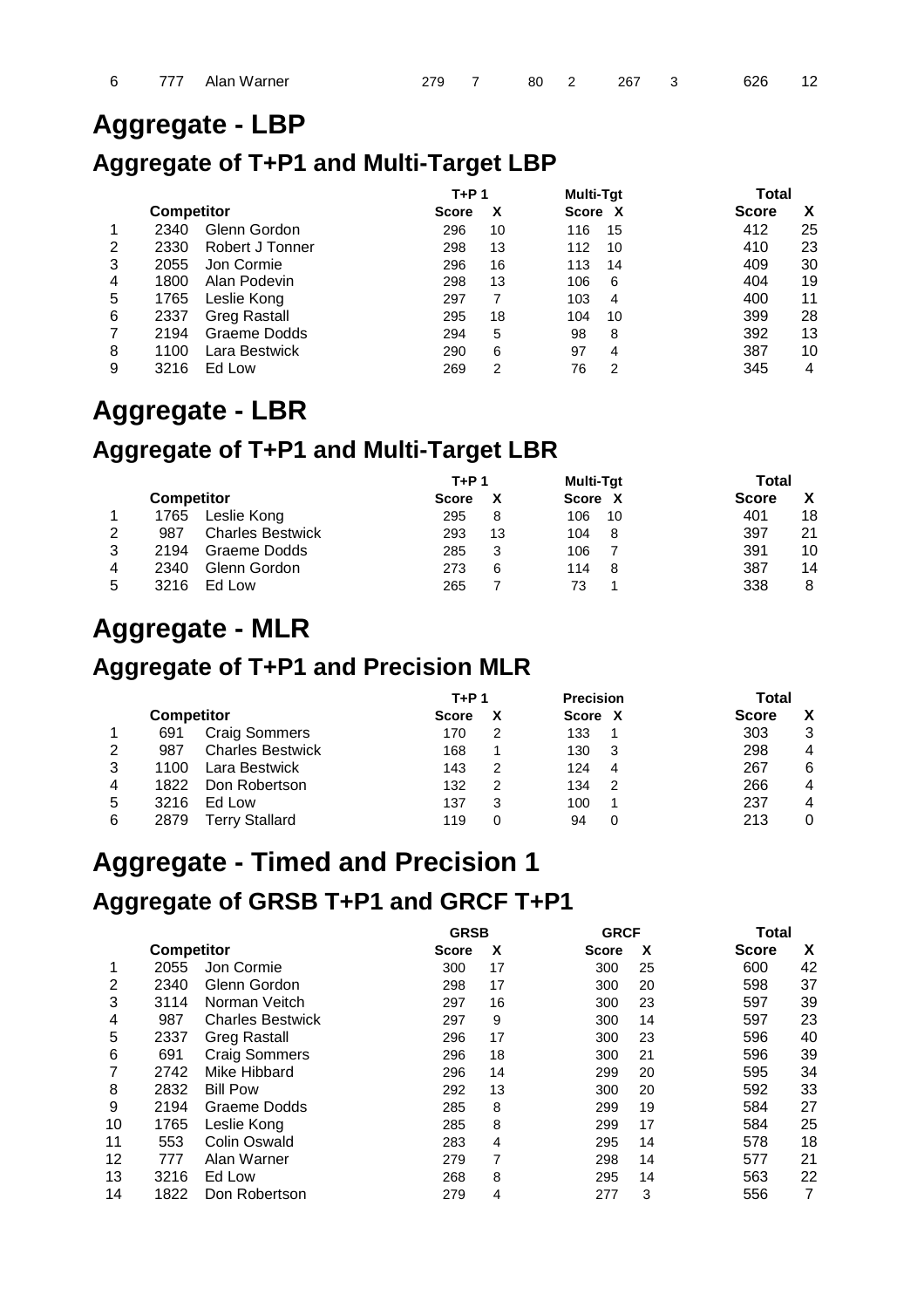| 6 | 777 | Alan Warner | 279 | 7 | 80 | 2 | 267 | 3 | 626 | 12 |
|---|---|---|---|---|---|---|---|---|---|---|

# Aggregate - LBP

## Aggregate of T+P1 and Multi-Target LBP

| | Competitor | | T+P 1 | | Multi-Tgt | | Total | |
|---|---|---|---|---|---|---|---|---|
| | | | Score | X | Score | X | Score | X |
| 1 | 2340 | Glenn Gordon | 296 | 10 | 116 | 15 | 412 | 25 |
| 2 | 2330 | Robert J Tonner | 298 | 13 | 112 | 10 | 410 | 23 |
| 3 | 2055 | Jon Cormie | 296 | 16 | 113 | 14 | 409 | 30 |
| 4 | 1800 | Alan Podevin | 298 | 13 | 106 | 6 | 404 | 19 |
| 5 | 1765 | Leslie Kong | 297 | 7 | 103 | 4 | 400 | 11 |
| 6 | 2337 | Greg Rastall | 295 | 18 | 104 | 10 | 399 | 28 |
| 7 | 2194 | Graeme Dodds | 294 | 5 | 98 | 8 | 392 | 13 |
| 8 | 1100 | Lara Bestwick | 290 | 6 | 97 | 4 | 387 | 10 |
| 9 | 3216 | Ed Low | 269 | 2 | 76 | 2 | 345 | 4 |

# Aggregate - LBR

## Aggregate of T+P1 and Multi-Target LBR

| | Competitor | | T+P 1 | | Multi-Tgt | | Total | |
|---|---|---|---|---|---|---|---|---|
| | | | Score | X | Score | X | Score | X |
| 1 | 1765 | Leslie Kong | 295 | 8 | 106 | 10 | 401 | 18 |
| 2 | 987 | Charles Bestwick | 293 | 13 | 104 | 8 | 397 | 21 |
| 3 | 2194 | Graeme Dodds | 285 | 3 | 106 | 7 | 391 | 10 |
| 4 | 2340 | Glenn Gordon | 273 | 6 | 114 | 8 | 387 | 14 |
| 5 | 3216 | Ed Low | 265 | 7 | 73 | 1 | 338 | 8 |

# Aggregate - MLR

## Aggregate of T+P1 and Precision MLR

| | Competitor | | T+P 1 | | Precision | | Total | |
|---|---|---|---|---|---|---|---|---|
| | | | Score | X | Score | X | Score | X |
| 1 | 691 | Craig Sommers | 170 | 2 | 133 | 1 | 303 | 3 |
| 2 | 987 | Charles Bestwick | 168 | 1 | 130 | 3 | 298 | 4 |
| 3 | 1100 | Lara Bestwick | 143 | 2 | 124 | 4 | 267 | 6 |
| 4 | 1822 | Don Robertson | 132 | 2 | 134 | 2 | 266 | 4 |
| 5 | 3216 | Ed Low | 137 | 3 | 100 | 1 | 237 | 4 |
| 6 | 2879 | Terry Stallard | 119 | 0 | 94 | 0 | 213 | 0 |

# Aggregate - Timed and Precision 1

## Aggregate of GRSB T+P1 and GRCF T+P1

| | Competitor | | GRSB | | GRCF | | Total | |
|---|---|---|---|---|---|---|---|---|
| | | | Score | X | Score | X | Score | X |
| 1 | 2055 | Jon Cormie | 300 | 17 | 300 | 25 | 600 | 42 |
| 2 | 2340 | Glenn Gordon | 298 | 17 | 300 | 20 | 598 | 37 |
| 3 | 3114 | Norman Veitch | 297 | 16 | 300 | 23 | 597 | 39 |
| 4 | 987 | Charles Bestwick | 297 | 9 | 300 | 14 | 597 | 23 |
| 5 | 2337 | Greg Rastall | 296 | 17 | 300 | 23 | 596 | 40 |
| 6 | 691 | Craig Sommers | 296 | 18 | 300 | 21 | 596 | 39 |
| 7 | 2742 | Mike Hibbard | 296 | 14 | 299 | 20 | 595 | 34 |
| 8 | 2832 | Bill Pow | 292 | 13 | 300 | 20 | 592 | 33 |
| 9 | 2194 | Graeme Dodds | 285 | 8 | 299 | 19 | 584 | 27 |
| 10 | 1765 | Leslie Kong | 285 | 8 | 299 | 17 | 584 | 25 |
| 11 | 553 | Colin Oswald | 283 | 4 | 295 | 14 | 578 | 18 |
| 12 | 777 | Alan Warner | 279 | 7 | 298 | 14 | 577 | 21 |
| 13 | 3216 | Ed Low | 268 | 8 | 295 | 14 | 563 | 22 |
| 14 | 1822 | Don Robertson | 279 | 4 | 277 | 3 | 556 | 7 |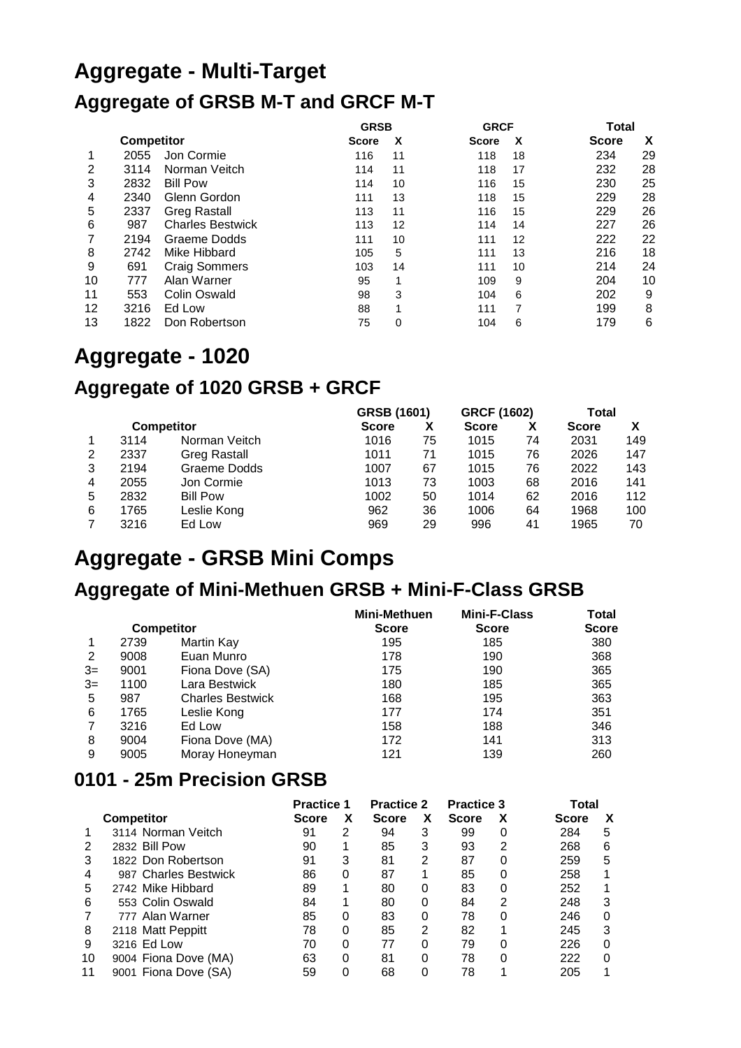# Aggregate - Multi-Target

## Aggregate of GRSB M-T and GRCF M-T

| | Competitor | | GRSB | | GRCF | | Total | |
|---|---|---|---|---|---|---|---|---|
| | | | Score | X | Score | X | Score | X |
| 1 | 2055 | Jon Cormie | 116 | 11 | 118 | 18 | 234 | 29 |
| 2 | 3114 | Norman Veitch | 114 | 11 | 118 | 17 | 232 | 28 |
| 3 | 2832 | Bill Pow | 114 | 10 | 116 | 15 | 230 | 25 |
| 4 | 2340 | Glenn Gordon | 111 | 13 | 118 | 15 | 229 | 28 |
| 5 | 2337 | Greg Rastall | 113 | 11 | 116 | 15 | 229 | 26 |
| 6 | 987 | Charles Bestwick | 113 | 12 | 114 | 14 | 227 | 26 |
| 7 | 2194 | Graeme Dodds | 111 | 10 | 111 | 12 | 222 | 22 |
| 8 | 2742 | Mike Hibbard | 105 | 5 | 111 | 13 | 216 | 18 |
| 9 | 691 | Craig Sommers | 103 | 14 | 111 | 10 | 214 | 24 |
| 10 | 777 | Alan Warner | 95 | 1 | 109 | 9 | 204 | 10 |
| 11 | 553 | Colin Oswald | 98 | 3 | 104 | 6 | 202 | 9 |
| 12 | 3216 | Ed Low | 88 | 1 | 111 | 7 | 199 | 8 |
| 13 | 1822 | Don Robertson | 75 | 0 | 104 | 6 | 179 | 6 |

# Aggregate - 1020

## Aggregate of 1020 GRSB + GRCF

| | Competitor | | GRSB (1601) | | GRCF (1602) | | Total | |
|---|---|---|---|---|---|---|---|---|
| | | | Score | X | Score | X | Score | X |
| 1 | 3114 | Norman Veitch | 1016 | 75 | 1015 | 74 | 2031 | 149 |
| 2 | 2337 | Greg Rastall | 1011 | 71 | 1015 | 76 | 2026 | 147 |
| 3 | 2194 | Graeme Dodds | 1007 | 67 | 1015 | 76 | 2022 | 143 |
| 4 | 2055 | Jon Cormie | 1013 | 73 | 1003 | 68 | 2016 | 141 |
| 5 | 2832 | Bill Pow | 1002 | 50 | 1014 | 62 | 2016 | 112 |
| 6 | 1765 | Leslie Kong | 962 | 36 | 1006 | 64 | 1968 | 100 |
| 7 | 3216 | Ed Low | 969 | 29 | 996 | 41 | 1965 | 70 |

# Aggregate - GRSB Mini Comps

## Aggregate of Mini-Methuen GRSB + Mini-F-Class GRSB

| | Competitor | | Mini-Methuen Score | Mini-F-Class Score | Total Score |
|---|---|---|---|---|---|
| 1 | 2739 | Martin Kay | 195 | 185 | 380 |
| 2 | 9008 | Euan Munro | 178 | 190 | 368 |
| 3= | 9001 | Fiona Dove (SA) | 175 | 190 | 365 |
| 3= | 1100 | Lara Bestwick | 180 | 185 | 365 |
| 5 | 987 | Charles Bestwick | 168 | 195 | 363 |
| 6 | 1765 | Leslie Kong | 177 | 174 | 351 |
| 7 | 3216 | Ed Low | 158 | 188 | 346 |
| 8 | 9004 | Fiona Dove (MA) | 172 | 141 | 313 |
| 9 | 9005 | Moray Honeyman | 121 | 139 | 260 |

## 0101 - 25m Precision GRSB

| | Competitor | Practice 1 | | Practice 2 | | Practice 3 | | Total | |
|---|---|---|---|---|---|---|---|---|---|
| | | Score | X | Score | X | Score | X | Score | X |
| 1 | 3114 Norman Veitch | 91 | 2 | 94 | 3 | 99 | 0 | 284 | 5 |
| 2 | 2832 Bill Pow | 90 | 1 | 85 | 3 | 93 | 2 | 268 | 6 |
| 3 | 1822 Don Robertson | 91 | 3 | 81 | 2 | 87 | 0 | 259 | 5 |
| 4 | 987 Charles Bestwick | 86 | 0 | 87 | 1 | 85 | 0 | 258 | 1 |
| 5 | 2742 Mike Hibbard | 89 | 1 | 80 | 0 | 83 | 0 | 252 | 1 |
| 6 | 553 Colin Oswald | 84 | 1 | 80 | 0 | 84 | 2 | 248 | 3 |
| 7 | 777 Alan Warner | 85 | 0 | 83 | 0 | 78 | 0 | 246 | 0 |
| 8 | 2118 Matt Peppitt | 78 | 0 | 85 | 2 | 82 | 1 | 245 | 3 |
| 9 | 3216 Ed Low | 70 | 0 | 77 | 0 | 79 | 0 | 226 | 0 |
| 10 | 9004 Fiona Dove (MA) | 63 | 0 | 81 | 0 | 78 | 0 | 222 | 0 |
| 11 | 9001 Fiona Dove (SA) | 59 | 0 | 68 | 0 | 78 | 1 | 205 | 1 |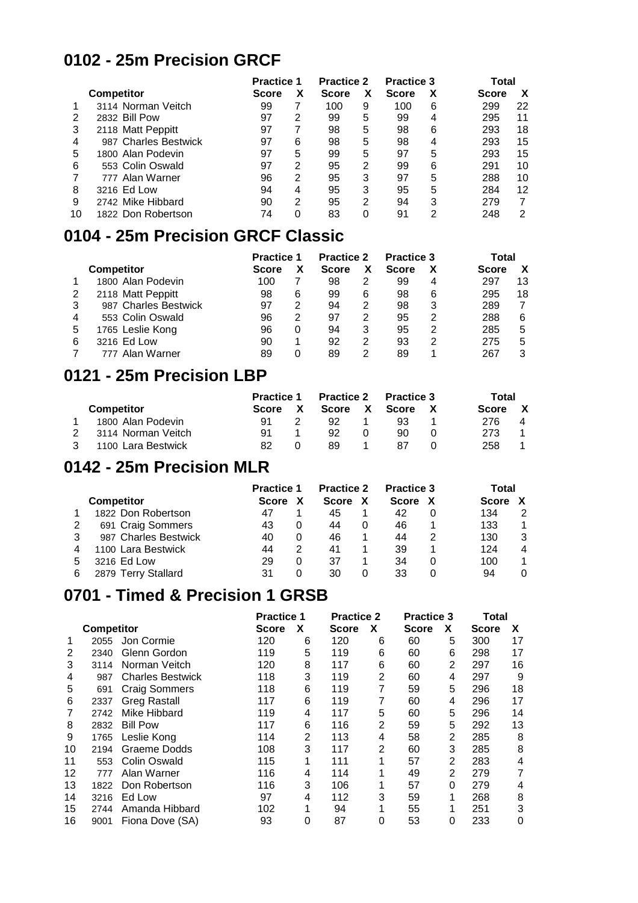## 0102 - 25m Precision GRCF

| | Competitor | Practice 1 | | Practice 2 | | Practice 3 | | Total | |
|---|---|---|---|---|---|---|---|---|---|
| | | Score | X | Score | X | Score | X | Score | X |
| 1 | 3114 Norman Veitch | 99 | 7 | 100 | 9 | 100 | 6 | 299 | 22 |
| 2 | 2832 Bill Pow | 97 | 2 | 99 | 5 | 99 | 4 | 295 | 11 |
| 3 | 2118 Matt Peppitt | 97 | 7 | 98 | 5 | 98 | 6 | 293 | 18 |
| 4 | 987 Charles Bestwick | 97 | 6 | 98 | 5 | 98 | 4 | 293 | 15 |
| 5 | 1800 Alan Podevin | 97 | 5 | 99 | 5 | 97 | 5 | 293 | 15 |
| 6 | 553 Colin Oswald | 97 | 2 | 95 | 2 | 99 | 6 | 291 | 10 |
| 7 | 777 Alan Warner | 96 | 2 | 95 | 3 | 97 | 5 | 288 | 10 |
| 8 | 3216 Ed Low | 94 | 4 | 95 | 3 | 95 | 5 | 284 | 12 |
| 9 | 2742 Mike Hibbard | 90 | 2 | 95 | 2 | 94 | 3 | 279 | 7 |
| 10 | 1822 Don Robertson | 74 | 0 | 83 | 0 | 91 | 2 | 248 | 2 |

## 0104 - 25m Precision GRCF Classic

| | Competitor | Practice 1 | | Practice 2 | | Practice 3 | | Total | |
|---|---|---|---|---|---|---|---|---|---|
| | | Score | X | Score | X | Score | X | Score | X |
| 1 | 1800 Alan Podevin | 100 | 7 | 98 | 2 | 99 | 4 | 297 | 13 |
| 2 | 2118 Matt Peppitt | 98 | 6 | 99 | 6 | 98 | 6 | 295 | 18 |
| 3 | 987 Charles Bestwick | 97 | 2 | 94 | 2 | 98 | 3 | 289 | 7 |
| 4 | 553 Colin Oswald | 96 | 2 | 97 | 2 | 95 | 2 | 288 | 6 |
| 5 | 1765 Leslie Kong | 96 | 0 | 94 | 3 | 95 | 2 | 285 | 5 |
| 6 | 3216 Ed Low | 90 | 1 | 92 | 2 | 93 | 2 | 275 | 5 |
| 7 | 777 Alan Warner | 89 | 0 | 89 | 2 | 89 | 1 | 267 | 3 |

## 0121 - 25m Precision LBP

| | Competitor | Practice 1 | | Practice 2 | | Practice 3 | | Total | |
|---|---|---|---|---|---|---|---|---|---|
| | | Score | X | Score | X | Score | X | Score | X |
| 1 | 1800 Alan Podevin | 91 | 2 | 92 | 1 | 93 | 1 | 276 | 4 |
| 2 | 3114 Norman Veitch | 91 | 1 | 92 | 0 | 90 | 0 | 273 | 1 |
| 3 | 1100 Lara Bestwick | 82 | 0 | 89 | 1 | 87 | 0 | 258 | 1 |

## 0142 - 25m Precision MLR

| | Competitor | Practice 1 | | Practice 2 | | Practice 3 | | Total | |
|---|---|---|---|---|---|---|---|---|---|
| | | Score | X | Score | X | Score | X | Score | X |
| 1 | 1822 Don Robertson | 47 | 1 | 45 | 1 | 42 | 0 | 134 | 2 |
| 2 | 691 Craig Sommers | 43 | 0 | 44 | 0 | 46 | 1 | 133 | 1 |
| 3 | 987 Charles Bestwick | 40 | 0 | 46 | 1 | 44 | 2 | 130 | 3 |
| 4 | 1100 Lara Bestwick | 44 | 2 | 41 | 1 | 39 | 1 | 124 | 4 |
| 5 | 3216 Ed Low | 29 | 0 | 37 | 1 | 34 | 0 | 100 | 1 |
| 6 | 2879 Terry Stallard | 31 | 0 | 30 | 0 | 33 | 0 | 94 | 0 |

## 0701 - Timed & Precision 1 GRSB

| | Competitor | | Practice 1 | | Practice 2 | | Practice 3 | | Total | |
|---|---|---|---|---|---|---|---|---|---|---|
| | | | Score | X | Score | X | Score | X | Score | X |
| 1 | 2055 | Jon Cormie | 120 | 6 | 120 | 6 | 60 | 5 | 300 | 17 |
| 2 | 2340 | Glenn Gordon | 119 | 5 | 119 | 6 | 60 | 6 | 298 | 17 |
| 3 | 3114 | Norman Veitch | 120 | 8 | 117 | 6 | 60 | 2 | 297 | 16 |
| 4 | 987 | Charles Bestwick | 118 | 3 | 119 | 2 | 60 | 4 | 297 | 9 |
| 5 | 691 | Craig Sommers | 118 | 6 | 119 | 7 | 59 | 5 | 296 | 18 |
| 6 | 2337 | Greg Rastall | 117 | 6 | 119 | 7 | 60 | 4 | 296 | 17 |
| 7 | 2742 | Mike Hibbard | 119 | 4 | 117 | 5 | 60 | 5 | 296 | 14 |
| 8 | 2832 | Bill Pow | 117 | 6 | 116 | 2 | 59 | 5 | 292 | 13 |
| 9 | 1765 | Leslie Kong | 114 | 2 | 113 | 4 | 58 | 2 | 285 | 8 |
| 10 | 2194 | Graeme Dodds | 108 | 3 | 117 | 2 | 60 | 3 | 285 | 8 |
| 11 | 553 | Colin Oswald | 115 | 1 | 111 | 1 | 57 | 2 | 283 | 4 |
| 12 | 777 | Alan Warner | 116 | 4 | 114 | 1 | 49 | 2 | 279 | 7 |
| 13 | 1822 | Don Robertson | 116 | 3 | 106 | 1 | 57 | 0 | 279 | 4 |
| 14 | 3216 | Ed Low | 97 | 4 | 112 | 3 | 59 | 1 | 268 | 8 |
| 15 | 2744 | Amanda Hibbard | 102 | 1 | 94 | 1 | 55 | 1 | 251 | 3 |
| 16 | 9001 | Fiona Dove (SA) | 93 | 0 | 87 | 0 | 53 | 0 | 233 | 0 |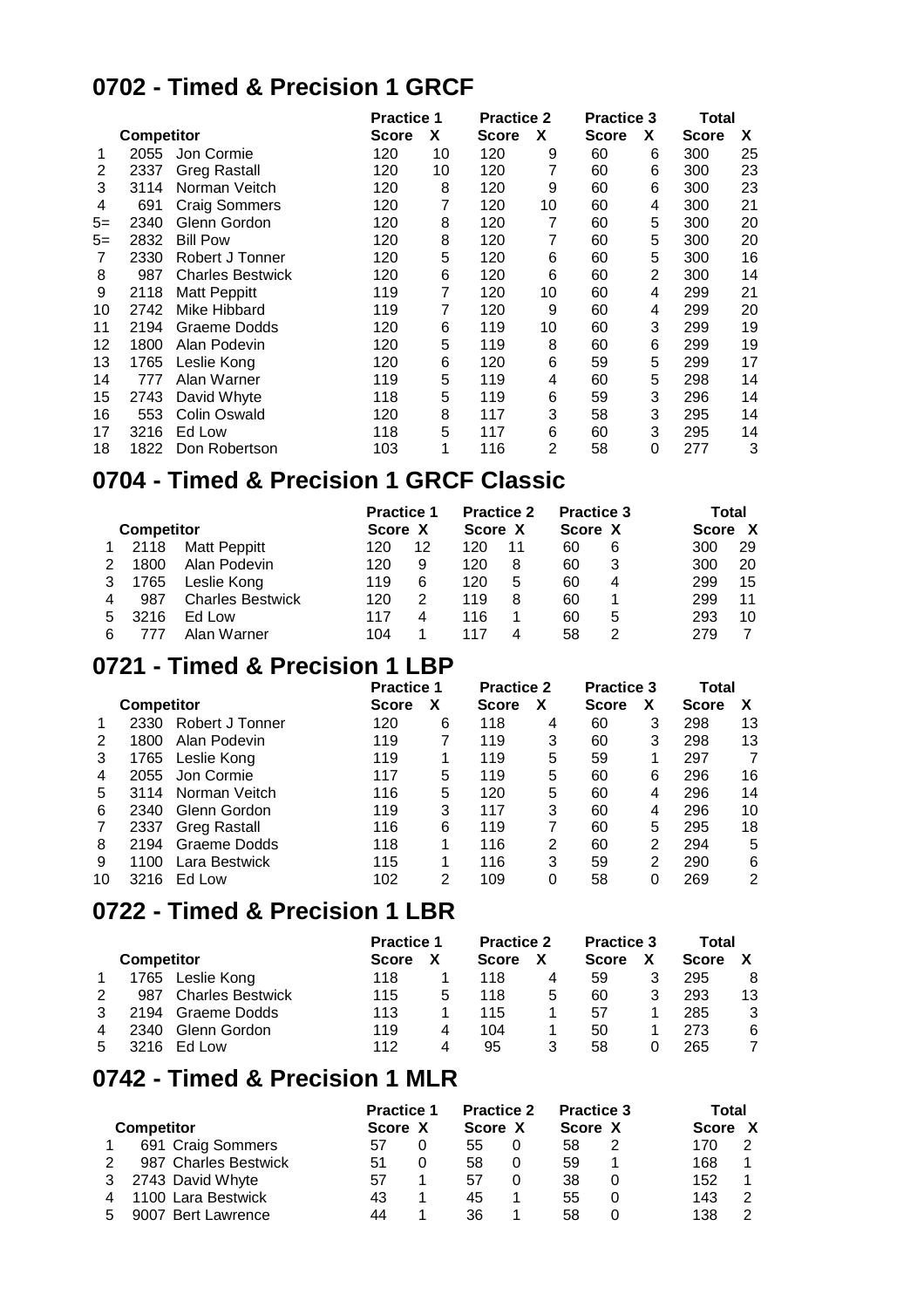## 0702 - Timed & Precision 1 GRCF

| | Competitor | | Practice 1 | | Practice 2 | | Practice 3 | | Total | |
|---|---|---|---|---|---|---|---|---|---|---|
| | | | Score | X | Score | X | Score | X | Score | X |
| 1 | 2055 | Jon Cormie | 120 | 10 | 120 | 9 | 60 | 6 | 300 | 25 |
| 2 | 2337 | Greg Rastall | 120 | 10 | 120 | 7 | 60 | 6 | 300 | 23 |
| 3 | 3114 | Norman Veitch | 120 | 8 | 120 | 9 | 60 | 6 | 300 | 23 |
| 4 | 691 | Craig Sommers | 120 | 7 | 120 | 10 | 60 | 4 | 300 | 21 |
| 5= | 2340 | Glenn Gordon | 120 | 8 | 120 | 7 | 60 | 5 | 300 | 20 |
| 5= | 2832 | Bill Pow | 120 | 8 | 120 | 7 | 60 | 5 | 300 | 20 |
| 7 | 2330 | Robert J Tonner | 120 | 5 | 120 | 6 | 60 | 5 | 300 | 16 |
| 8 | 987 | Charles Bestwick | 120 | 6 | 120 | 6 | 60 | 2 | 300 | 14 |
| 9 | 2118 | Matt Peppitt | 119 | 7 | 120 | 10 | 60 | 4 | 299 | 21 |
| 10 | 2742 | Mike Hibbard | 119 | 7 | 120 | 9 | 60 | 4 | 299 | 20 |
| 11 | 2194 | Graeme Dodds | 120 | 6 | 119 | 10 | 60 | 3 | 299 | 19 |
| 12 | 1800 | Alan Podevin | 120 | 5 | 119 | 8 | 60 | 6 | 299 | 19 |
| 13 | 1765 | Leslie Kong | 120 | 6 | 120 | 6 | 59 | 5 | 299 | 17 |
| 14 | 777 | Alan Warner | 119 | 5 | 119 | 4 | 60 | 5 | 298 | 14 |
| 15 | 2743 | David Whyte | 118 | 5 | 119 | 6 | 59 | 3 | 296 | 14 |
| 16 | 553 | Colin Oswald | 120 | 8 | 117 | 3 | 58 | 3 | 295 | 14 |
| 17 | 3216 | Ed Low | 118 | 5 | 117 | 6 | 60 | 3 | 295 | 14 |
| 18 | 1822 | Don Robertson | 103 | 1 | 116 | 2 | 58 | 0 | 277 | 3 |

## 0704 - Timed & Precision 1 GRCF Classic

| | Competitor | | Practice 1 | | Practice 2 | | Practice 3 | | Total | |
|---|---|---|---|---|---|---|---|---|---|---|
| | | | Score | X | Score | X | Score | X | Score | X |
| 1 | 2118 | Matt Peppitt | 120 | 12 | 120 | 11 | 60 | 6 | 300 | 29 |
| 2 | 1800 | Alan Podevin | 120 | 9 | 120 | 8 | 60 | 3 | 300 | 20 |
| 3 | 1765 | Leslie Kong | 119 | 6 | 120 | 5 | 60 | 4 | 299 | 15 |
| 4 | 987 | Charles Bestwick | 120 | 2 | 119 | 8 | 60 | 1 | 299 | 11 |
| 5 | 3216 | Ed Low | 117 | 4 | 116 | 1 | 60 | 5 | 293 | 10 |
| 6 | 777 | Alan Warner | 104 | 1 | 117 | 4 | 58 | 2 | 279 | 7 |

## 0721 - Timed & Precision 1 LBP

| | Competitor | | Practice 1 | | Practice 2 | | Practice 3 | | Total | |
|---|---|---|---|---|---|---|---|---|---|---|
| | | | Score | X | Score | X | Score | X | Score | X |
| 1 | 2330 | Robert J Tonner | 120 | 6 | 118 | 4 | 60 | 3 | 298 | 13 |
| 2 | 1800 | Alan Podevin | 119 | 7 | 119 | 3 | 60 | 3 | 298 | 13 |
| 3 | 1765 | Leslie Kong | 119 | 1 | 119 | 5 | 59 | 1 | 297 | 7 |
| 4 | 2055 | Jon Cormie | 117 | 5 | 119 | 5 | 60 | 6 | 296 | 16 |
| 5 | 3114 | Norman Veitch | 116 | 5 | 120 | 5 | 60 | 4 | 296 | 14 |
| 6 | 2340 | Glenn Gordon | 119 | 3 | 117 | 3 | 60 | 4 | 296 | 10 |
| 7 | 2337 | Greg Rastall | 116 | 6 | 119 | 7 | 60 | 5 | 295 | 18 |
| 8 | 2194 | Graeme Dodds | 118 | 1 | 116 | 2 | 60 | 2 | 294 | 5 |
| 9 | 1100 | Lara Bestwick | 115 | 1 | 116 | 3 | 59 | 2 | 290 | 6 |
| 10 | 3216 | Ed Low | 102 | 2 | 109 | 0 | 58 | 0 | 269 | 2 |

## 0722 - Timed & Precision 1 LBR

| | Competitor | | Practice 1 | | Practice 2 | | Practice 3 | | Total | |
|---|---|---|---|---|---|---|---|---|---|---|
| | | | Score | X | Score | X | Score | X | Score | X |
| 1 | 1765 | Leslie Kong | 118 | 1 | 118 | 4 | 59 | 3 | 295 | 8 |
| 2 | 987 | Charles Bestwick | 115 | 5 | 118 | 5 | 60 | 3 | 293 | 13 |
| 3 | 2194 | Graeme Dodds | 113 | 1 | 115 | 1 | 57 | 1 | 285 | 3 |
| 4 | 2340 | Glenn Gordon | 119 | 4 | 104 | 1 | 50 | 1 | 273 | 6 |
| 5 | 3216 | Ed Low | 112 | 4 | 95 | 3 | 58 | 0 | 265 | 7 |

## 0742 - Timed & Precision 1 MLR

| | Competitor | | Practice 1 | | Practice 2 | | Practice 3 | | Total | |
|---|---|---|---|---|---|---|---|---|---|---|
| | | | Score | X | Score | X | Score | X | Score | X |
| 1 | 691 | Craig Sommers | 57 | 0 | 55 | 0 | 58 | 2 | 170 | 2 |
| 2 | 987 | Charles Bestwick | 51 | 0 | 58 | 0 | 59 | 1 | 168 | 1 |
| 3 | 2743 | David Whyte | 57 | 1 | 57 | 0 | 38 | 0 | 152 | 1 |
| 4 | 1100 | Lara Bestwick | 43 | 1 | 45 | 1 | 55 | 0 | 143 | 2 |
| 5 | 9007 | Bert Lawrence | 44 | 1 | 36 | 1 | 58 | 0 | 138 | 2 |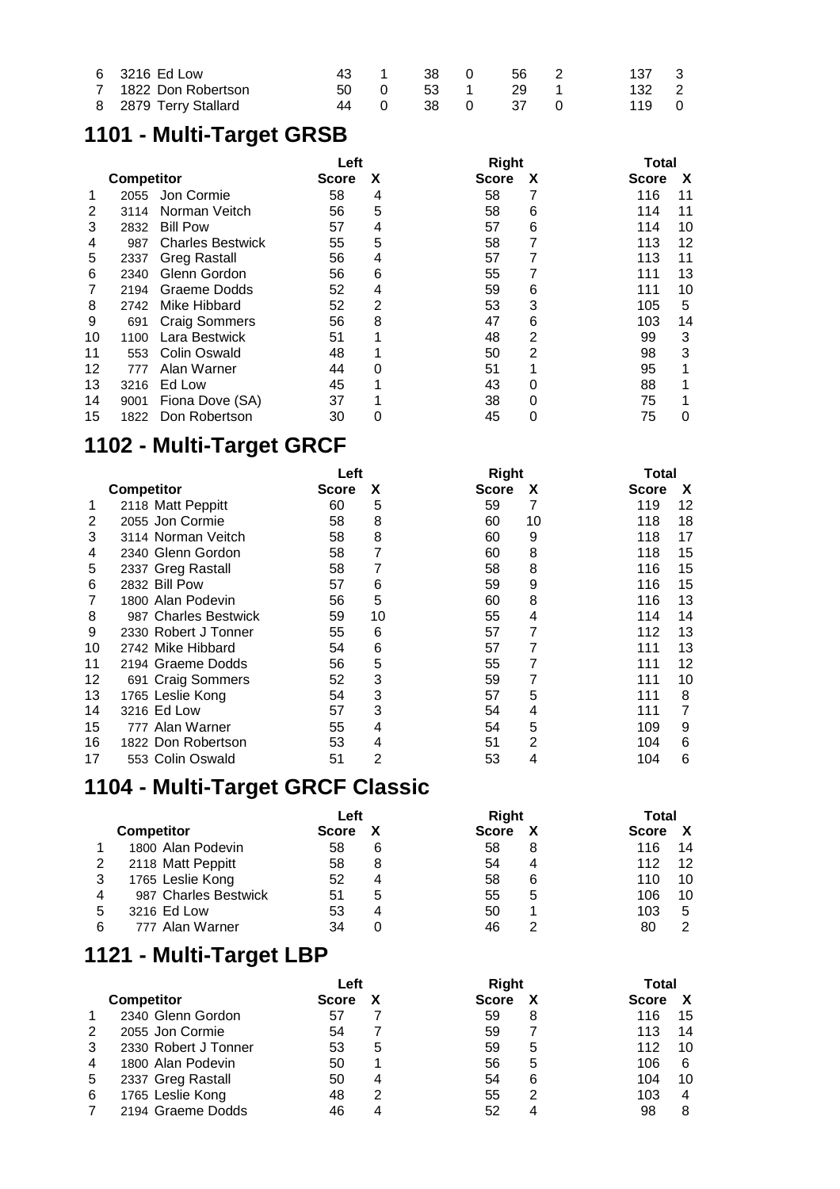| | | | | | | | | |
|---|---|---|---|---|---|---|---|---|
| 6 | 3216 Ed Low | 43 | 1 | 38 | 0 | 56 | 2 | 137 | 3 |
| 7 | 1822 Don Robertson | 50 | 0 | 53 | 1 | 29 | 1 | 132 | 2 |
| 8 | 2879 Terry Stallard | 44 | 0 | 38 | 0 | 37 | 0 | 119 | 0 |

# 1101 - Multi-Target GRSB

| | | | Left | | Right | | Total | |
|---|---|---|---|---|---|---|---|---|
| | Competitor | | Score | X | Score | X | Score | X |
| 1 | 2055 | Jon Cormie | 58 | 4 | 58 | 7 | 116 | 11 |
| 2 | 3114 | Norman Veitch | 56 | 5 | 58 | 6 | 114 | 11 |
| 3 | 2832 | Bill Pow | 57 | 4 | 57 | 6 | 114 | 10 |
| 4 | 987 | Charles Bestwick | 55 | 5 | 58 | 7 | 113 | 12 |
| 5 | 2337 | Greg Rastall | 56 | 4 | 57 | 7 | 113 | 11 |
| 6 | 2340 | Glenn Gordon | 56 | 6 | 55 | 7 | 111 | 13 |
| 7 | 2194 | Graeme Dodds | 52 | 4 | 59 | 6 | 111 | 10 |
| 8 | 2742 | Mike Hibbard | 52 | 2 | 53 | 3 | 105 | 5 |
| 9 | 691 | Craig Sommers | 56 | 8 | 47 | 6 | 103 | 14 |
| 10 | 1100 | Lara Bestwick | 51 | 1 | 48 | 2 | 99 | 3 |
| 11 | 553 | Colin Oswald | 48 | 1 | 50 | 2 | 98 | 3 |
| 12 | 777 | Alan Warner | 44 | 0 | 51 | 1 | 95 | 1 |
| 13 | 3216 | Ed Low | 45 | 1 | 43 | 0 | 88 | 1 |
| 14 | 9001 | Fiona Dove (SA) | 37 | 1 | 38 | 0 | 75 | 1 |
| 15 | 1822 | Don Robertson | 30 | 0 | 45 | 0 | 75 | 0 |

# 1102 - Multi-Target GRCF

| | | Left | | Right | | Total | |
|---|---|---|---|---|---|---|---|
| | Competitor | Score | X | Score | X | Score | X |
| 1 | 2118 Matt Peppitt | 60 | 5 | 59 | 7 | 119 | 12 |
| 2 | 2055 Jon Cormie | 58 | 8 | 60 | 10 | 118 | 18 |
| 3 | 3114 Norman Veitch | 58 | 8 | 60 | 9 | 118 | 17 |
| 4 | 2340 Glenn Gordon | 58 | 7 | 60 | 8 | 118 | 15 |
| 5 | 2337 Greg Rastall | 58 | 7 | 58 | 8 | 116 | 15 |
| 6 | 2832 Bill Pow | 57 | 6 | 59 | 9 | 116 | 15 |
| 7 | 1800 Alan Podevin | 56 | 5 | 60 | 8 | 116 | 13 |
| 8 | 987 Charles Bestwick | 59 | 10 | 55 | 4 | 114 | 14 |
| 9 | 2330 Robert J Tonner | 55 | 6 | 57 | 7 | 112 | 13 |
| 10 | 2742 Mike Hibbard | 54 | 6 | 57 | 7 | 111 | 13 |
| 11 | 2194 Graeme Dodds | 56 | 5 | 55 | 7 | 111 | 12 |
| 12 | 691 Craig Sommers | 52 | 3 | 59 | 7 | 111 | 10 |
| 13 | 1765 Leslie Kong | 54 | 3 | 57 | 5 | 111 | 8 |
| 14 | 3216 Ed Low | 57 | 3 | 54 | 4 | 111 | 7 |
| 15 | 777 Alan Warner | 55 | 4 | 54 | 5 | 109 | 9 |
| 16 | 1822 Don Robertson | 53 | 4 | 51 | 2 | 104 | 6 |
| 17 | 553 Colin Oswald | 51 | 2 | 53 | 4 | 104 | 6 |

# 1104 - Multi-Target GRCF Classic

| | | Left | | Right | | Total | |
|---|---|---|---|---|---|---|---|
| | Competitor | Score | X | Score | X | Score | X |
| 1 | 1800 Alan Podevin | 58 | 6 | 58 | 8 | 116 | 14 |
| 2 | 2118 Matt Peppitt | 58 | 8 | 54 | 4 | 112 | 12 |
| 3 | 1765 Leslie Kong | 52 | 4 | 58 | 6 | 110 | 10 |
| 4 | 987 Charles Bestwick | 51 | 5 | 55 | 5 | 106 | 10 |
| 5 | 3216 Ed Low | 53 | 4 | 50 | 1 | 103 | 5 |
| 6 | 777 Alan Warner | 34 | 0 | 46 | 2 | 80 | 2 |

# 1121 - Multi-Target LBP

| | | Left | | Right | | Total | |
|---|---|---|---|---|---|---|---|
| | Competitor | Score | X | Score | X | Score | X |
| 1 | 2340 Glenn Gordon | 57 | 7 | 59 | 8 | 116 | 15 |
| 2 | 2055 Jon Cormie | 54 | 7 | 59 | 7 | 113 | 14 |
| 3 | 2330 Robert J Tonner | 53 | 5 | 59 | 5 | 112 | 10 |
| 4 | 1800 Alan Podevin | 50 | 1 | 56 | 5 | 106 | 6 |
| 5 | 2337 Greg Rastall | 50 | 4 | 54 | 6 | 104 | 10 |
| 6 | 1765 Leslie Kong | 48 | 2 | 55 | 2 | 103 | 4 |
| 7 | 2194 Graeme Dodds | 46 | 4 | 52 | 4 | 98 | 8 |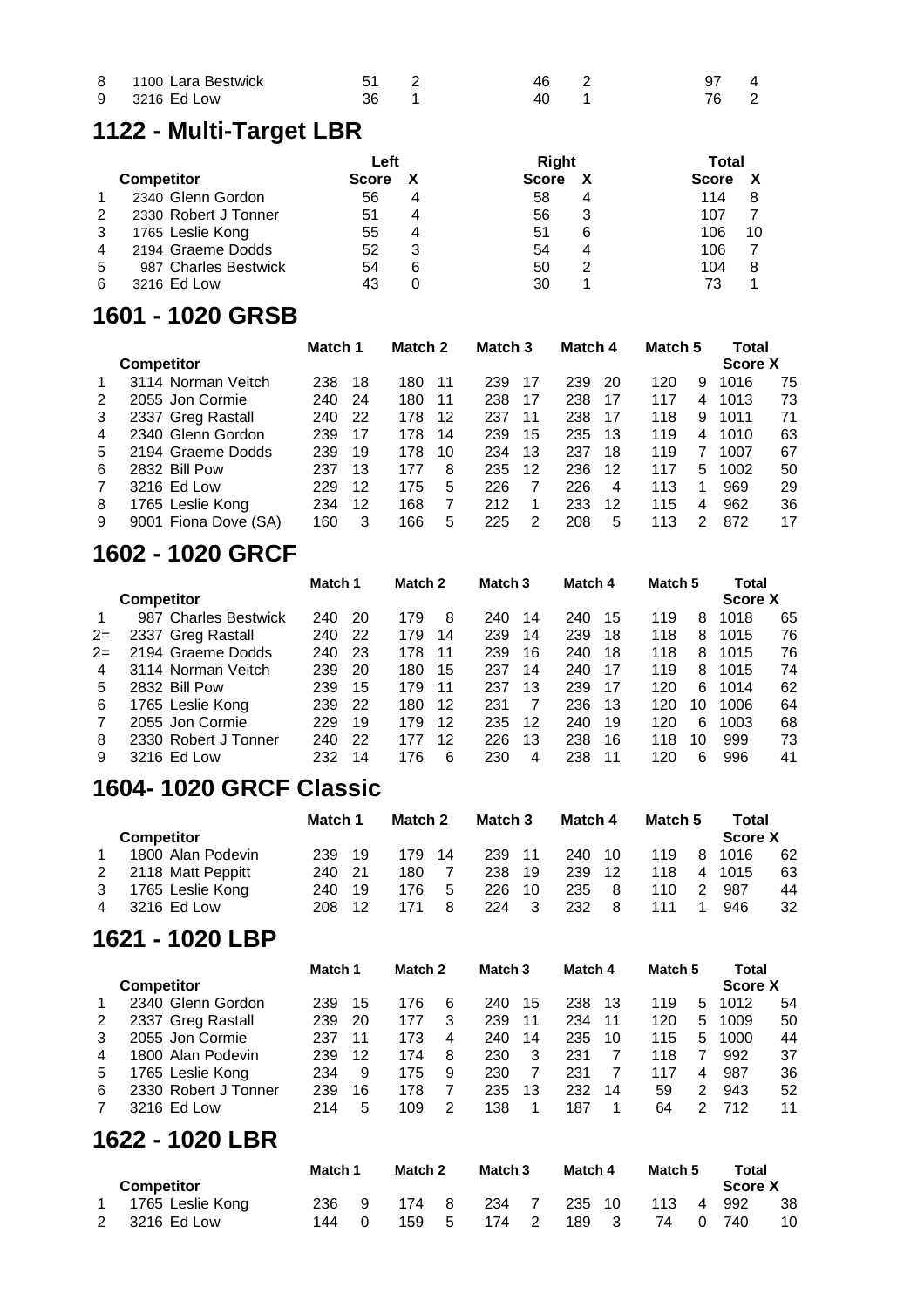| | | | | | | | |
|---|---|---|---|---|---|---|---|
| 8 | 1100 Lara Bestwick | 51 | 2 | 46 | 2 | 97 | 4 |
| 9 | 3216 Ed Low | 36 | 1 | 40 | 1 | 76 | 2 |

## 1122 - Multi-Target LBR

| | | Left | | Right | | Total | |
|---|---|---|---|---|---|---|---|
| | Competitor | Score | X | Score | X | Score | X |
| 1 | 2340 Glenn Gordon | 56 | 4 | 58 | 4 | 114 | 8 |
| 2 | 2330 Robert J Tonner | 51 | 4 | 56 | 3 | 107 | 7 |
| 3 | 1765 Leslie Kong | 55 | 4 | 51 | 6 | 106 | 10 |
| 4 | 2194 Graeme Dodds | 52 | 3 | 54 | 4 | 106 | 7 |
| 5 | 987 Charles Bestwick | 54 | 6 | 50 | 2 | 104 | 8 |
| 6 | 3216 Ed Low | 43 | 0 | 30 | 1 | 73 | 1 |

## 1601 - 1020 GRSB

| | | Match 1 | | Match 2 | | Match 3 | | Match 4 | | Match 5 | | Total | |
|---|---|---|---|---|---|---|---|---|---|---|---|---|---|
| | Competitor | | | | | | | | | | | Score | X |
| 1 | 3114 Norman Veitch | 238 | 18 | 180 | 11 | 239 | 17 | 239 | 20 | 120 | 9 | 1016 | 75 |
| 2 | 2055 Jon Cormie | 240 | 24 | 180 | 11 | 238 | 17 | 238 | 17 | 117 | 4 | 1013 | 73 |
| 3 | 2337 Greg Rastall | 240 | 22 | 178 | 12 | 237 | 11 | 238 | 17 | 118 | 9 | 1011 | 71 |
| 4 | 2340 Glenn Gordon | 239 | 17 | 178 | 14 | 239 | 15 | 235 | 13 | 119 | 4 | 1010 | 63 |
| 5 | 2194 Graeme Dodds | 239 | 19 | 178 | 10 | 234 | 13 | 237 | 18 | 119 | 7 | 1007 | 67 |
| 6 | 2832 Bill Pow | 237 | 13 | 177 | 8 | 235 | 12 | 236 | 12 | 117 | 5 | 1002 | 50 |
| 7 | 3216 Ed Low | 229 | 12 | 175 | 5 | 226 | 7 | 226 | 4 | 113 | 1 | 969 | 29 |
| 8 | 1765 Leslie Kong | 234 | 12 | 168 | 7 | 212 | 1 | 233 | 12 | 115 | 4 | 962 | 36 |
| 9 | 9001 Fiona Dove (SA) | 160 | 3 | 166 | 5 | 225 | 2 | 208 | 5 | 113 | 2 | 872 | 17 |

## 1602 - 1020 GRCF

| | | Match 1 | | Match 2 | | Match 3 | | Match 4 | | Match 5 | | Total | |
|---|---|---|---|---|---|---|---|---|---|---|---|---|---|
| | Competitor | | | | | | | | | | | Score | X |
| 1 | 987 Charles Bestwick | 240 | 20 | 179 | 8 | 240 | 14 | 240 | 15 | 119 | 8 | 1018 | 65 |
| 2= | 2337 Greg Rastall | 240 | 22 | 179 | 14 | 239 | 14 | 239 | 18 | 118 | 8 | 1015 | 76 |
| 2= | 2194 Graeme Dodds | 240 | 23 | 178 | 11 | 239 | 16 | 240 | 18 | 118 | 8 | 1015 | 76 |
| 4 | 3114 Norman Veitch | 239 | 20 | 180 | 15 | 237 | 14 | 240 | 17 | 119 | 8 | 1015 | 74 |
| 5 | 2832 Bill Pow | 239 | 15 | 179 | 11 | 237 | 13 | 239 | 17 | 120 | 6 | 1014 | 62 |
| 6 | 1765 Leslie Kong | 239 | 22 | 180 | 12 | 231 | 7 | 236 | 13 | 120 | 10 | 1006 | 64 |
| 7 | 2055 Jon Cormie | 229 | 19 | 179 | 12 | 235 | 12 | 240 | 19 | 120 | 6 | 1003 | 68 |
| 8 | 2330 Robert J Tonner | 240 | 22 | 177 | 12 | 226 | 13 | 238 | 16 | 118 | 10 | 999 | 73 |
| 9 | 3216 Ed Low | 232 | 14 | 176 | 6 | 230 | 4 | 238 | 11 | 120 | 6 | 996 | 41 |

## 1604- 1020 GRCF Classic

| | | Match 1 | | Match 2 | | Match 3 | | Match 4 | | Match 5 | | Total | |
|---|---|---|---|---|---|---|---|---|---|---|---|---|---|
| | Competitor | | | | | | | | | | | Score | X |
| 1 | 1800 Alan Podevin | 239 | 19 | 179 | 14 | 239 | 11 | 240 | 10 | 119 | 8 | 1016 | 62 |
| 2 | 2118 Matt Peppitt | 240 | 21 | 180 | 7 | 238 | 19 | 239 | 12 | 118 | 4 | 1015 | 63 |
| 3 | 1765 Leslie Kong | 240 | 19 | 176 | 5 | 226 | 10 | 235 | 8 | 110 | 2 | 987 | 44 |
| 4 | 3216 Ed Low | 208 | 12 | 171 | 8 | 224 | 3 | 232 | 8 | 111 | 1 | 946 | 32 |

## 1621 - 1020 LBP

| | | Match 1 | | Match 2 | | Match 3 | | Match 4 | | Match 5 | | Total | |
|---|---|---|---|---|---|---|---|---|---|---|---|---|---|
| | Competitor | | | | | | | | | | | Score | X |
| 1 | 2340 Glenn Gordon | 239 | 15 | 176 | 6 | 240 | 15 | 238 | 13 | 119 | 5 | 1012 | 54 |
| 2 | 2337 Greg Rastall | 239 | 20 | 177 | 3 | 239 | 11 | 234 | 11 | 120 | 5 | 1009 | 50 |
| 3 | 2055 Jon Cormie | 237 | 11 | 173 | 4 | 240 | 14 | 235 | 10 | 115 | 5 | 1000 | 44 |
| 4 | 1800 Alan Podevin | 239 | 12 | 174 | 8 | 230 | 3 | 231 | 7 | 118 | 7 | 992 | 37 |
| 5 | 1765 Leslie Kong | 234 | 9 | 175 | 9 | 230 | 7 | 231 | 7 | 117 | 4 | 987 | 36 |
| 6 | 2330 Robert J Tonner | 239 | 16 | 178 | 7 | 235 | 13 | 232 | 14 | 59 | 2 | 943 | 52 |
| 7 | 3216 Ed Low | 214 | 5 | 109 | 2 | 138 | 1 | 187 | 1 | 64 | 2 | 712 | 11 |

## 1622 - 1020 LBR

| | | Match 1 | | Match 2 | | Match 3 | | Match 4 | | Match 5 | | Total | |
|---|---|---|---|---|---|---|---|---|---|---|---|---|---|
| | Competitor | | | | | | | | | | | Score | X |
| 1 | 1765 Leslie Kong | 236 | 9 | 174 | 8 | 234 | 7 | 235 | 10 | 113 | 4 | 992 | 38 |
| 2 | 3216 Ed Low | 144 | 0 | 159 | 5 | 174 | 2 | 189 | 3 | 74 | 0 | 740 | 10 |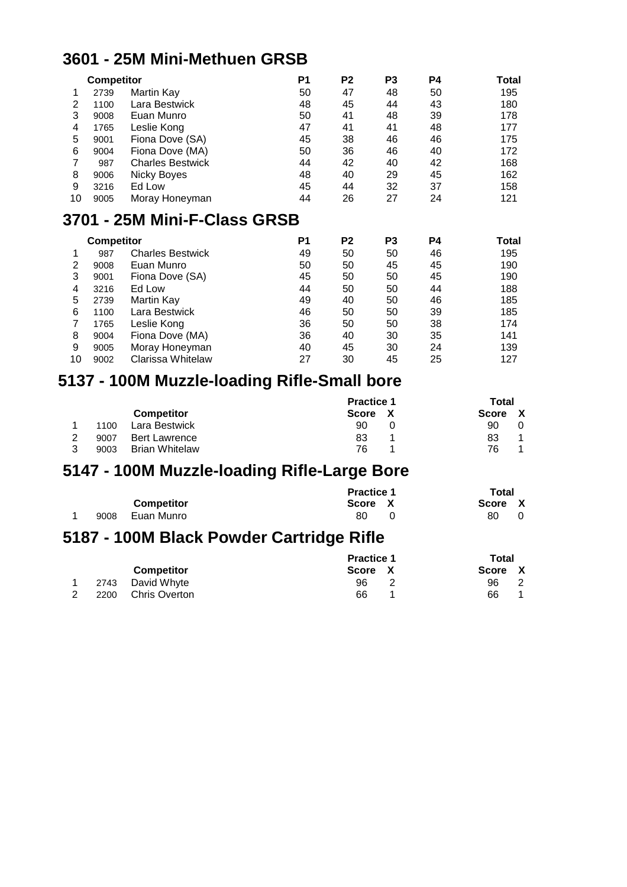## 3601 - 25M Mini-Methuen GRSB

| | Competitor | | P1 | P2 | P3 | P4 | Total |
|---|---|---|---|---|---|---|---|
| 1 | 2739 | Martin Kay | 50 | 47 | 48 | 50 | 195 |
| 2 | 1100 | Lara Bestwick | 48 | 45 | 44 | 43 | 180 |
| 3 | 9008 | Euan Munro | 50 | 41 | 48 | 39 | 178 |
| 4 | 1765 | Leslie Kong | 47 | 41 | 41 | 48 | 177 |
| 5 | 9001 | Fiona Dove (SA) | 45 | 38 | 46 | 46 | 175 |
| 6 | 9004 | Fiona Dove (MA) | 50 | 36 | 46 | 40 | 172 |
| 7 | 987 | Charles Bestwick | 44 | 42 | 40 | 42 | 168 |
| 8 | 9006 | Nicky Boyes | 48 | 40 | 29 | 45 | 162 |
| 9 | 3216 | Ed Low | 45 | 44 | 32 | 37 | 158 |
| 10 | 9005 | Moray Honeyman | 44 | 26 | 27 | 24 | 121 |

## 3701 - 25M Mini-F-Class GRSB

| | Competitor | | P1 | P2 | P3 | P4 | Total |
|---|---|---|---|---|---|---|---|
| 1 | 987 | Charles Bestwick | 49 | 50 | 50 | 46 | 195 |
| 2 | 9008 | Euan Munro | 50 | 50 | 45 | 45 | 190 |
| 3 | 9001 | Fiona Dove (SA) | 45 | 50 | 50 | 45 | 190 |
| 4 | 3216 | Ed Low | 44 | 50 | 50 | 44 | 188 |
| 5 | 2739 | Martin Kay | 49 | 40 | 50 | 46 | 185 |
| 6 | 1100 | Lara Bestwick | 46 | 50 | 50 | 39 | 185 |
| 7 | 1765 | Leslie Kong | 36 | 50 | 50 | 38 | 174 |
| 8 | 9004 | Fiona Dove (MA) | 36 | 40 | 30 | 35 | 141 |
| 9 | 9005 | Moray Honeyman | 40 | 45 | 30 | 24 | 139 |
| 10 | 9002 | Clarissa Whitelaw | 27 | 30 | 45 | 25 | 127 |

## 5137 - 100M Muzzle-loading Rifle-Small bore

| | | | Practice 1 | | Total | |
|---|---|---|---|---|---|---|
| | | Competitor | Score | X | Score | X |
| 1 | 1100 | Lara Bestwick | 90 | 0 | 90 | 0 |
| 2 | 9007 | Bert Lawrence | 83 | 1 | 83 | 1 |
| 3 | 9003 | Brian Whitelaw | 76 | 1 | 76 | 1 |

## 5147 - 100M Muzzle-loading Rifle-Large Bore

| | | | Practice 1 | | Total | |
|---|---|---|---|---|---|---|
| | | Competitor | Score | X | Score | X |
| 1 | 9008 | Euan Munro | 80 | 0 | 80 | 0 |

## 5187 - 100M Black Powder Cartridge Rifle

| | | | Practice 1 | | Total | |
|---|---|---|---|---|---|---|
| | | Competitor | Score | X | Score | X |
| 1 | 2743 | David Whyte | 96 | 2 | 96 | 2 |
| 2 | 2200 | Chris Overton | 66 | 1 | 66 | 1 |